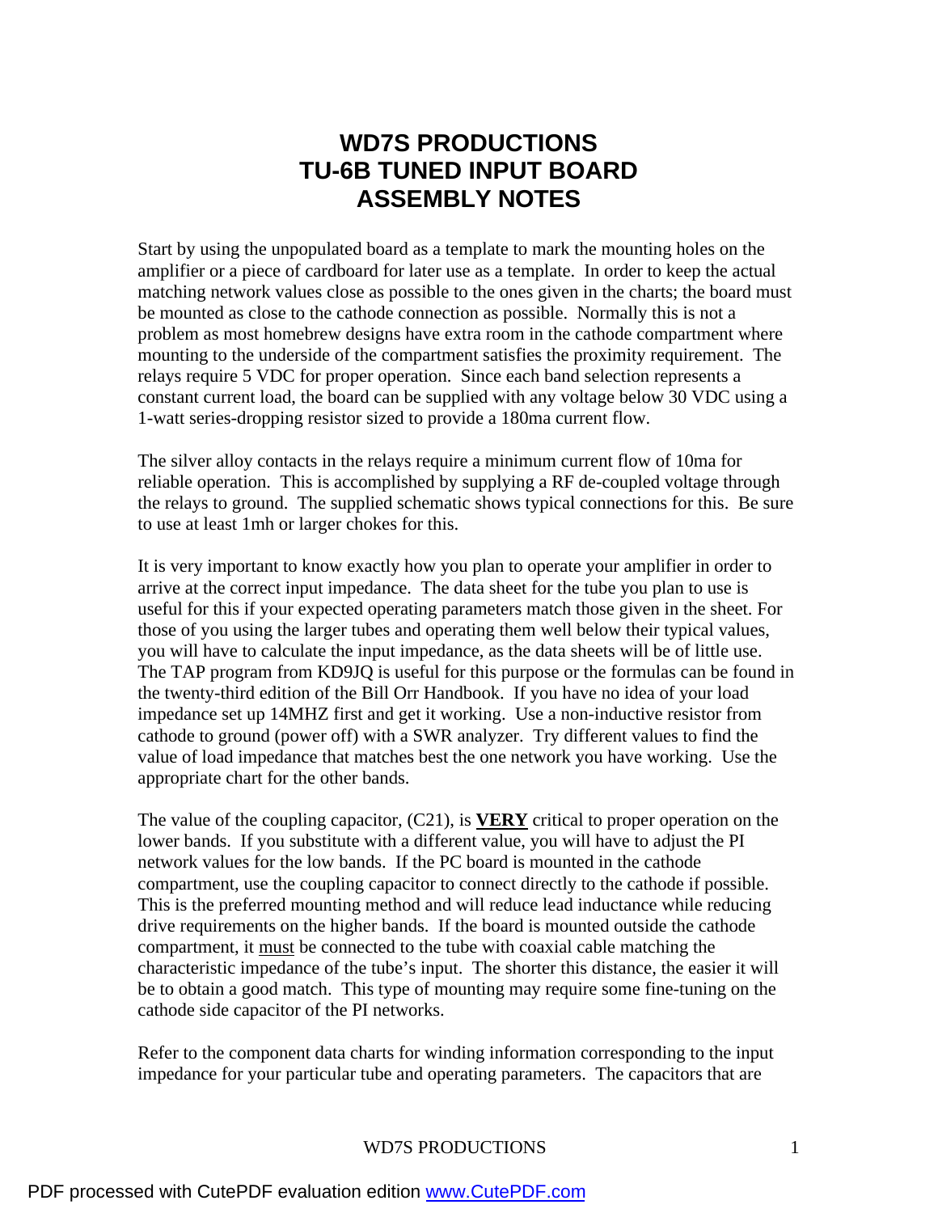# WD7S PRODUCTIONS
# TU-6B TUNED INPUT BOARD
# ASSEMBLY NOTES

Start by using the unpopulated board as a template to mark the mounting holes on the amplifier or a piece of cardboard for later use as a template. In order to keep the actual matching network values close as possible to the ones given in the charts; the board must be mounted as close to the cathode connection as possible. Normally this is not a problem as most homebrew designs have extra room in the cathode compartment where mounting to the underside of the compartment satisfies the proximity requirement. The relays require 5 VDC for proper operation. Since each band selection represents a constant current load, the board can be supplied with any voltage below 30 VDC using a 1-watt series-dropping resistor sized to provide a 180ma current flow.

The silver alloy contacts in the relays require a minimum current flow of 10ma for reliable operation. This is accomplished by supplying a RF de-coupled voltage through the relays to ground. The supplied schematic shows typical connections for this. Be sure to use at least 1mh or larger chokes for this.

It is very important to know exactly how you plan to operate your amplifier in order to arrive at the correct input impedance. The data sheet for the tube you plan to use is useful for this if your expected operating parameters match those given in the sheet. For those of you using the larger tubes and operating them well below their typical values, you will have to calculate the input impedance, as the data sheets will be of little use. The TAP program from KD9JQ is useful for this purpose or the formulas can be found in the twenty-third edition of the Bill Orr Handbook. If you have no idea of your load impedance set up 14MHZ first and get it working. Use a non-inductive resistor from cathode to ground (power off) with a SWR analyzer. Try different values to find the value of load impedance that matches best the one network you have working. Use the appropriate chart for the other bands.

The value of the coupling capacitor, (C21), is <u>**VERY**</u> critical to proper operation on the lower bands. If you substitute with a different value, you will have to adjust the PI network values for the low bands. If the PC board is mounted in the cathode compartment, use the coupling capacitor to connect directly to the cathode if possible. This is the preferred mounting method and will reduce lead inductance while reducing drive requirements on the higher bands. If the board is mounted outside the cathode compartment, it <u>must</u> be connected to the tube with coaxial cable matching the characteristic impedance of the tube's input. The shorter this distance, the easier it will be to obtain a good match. This type of mounting may require some fine-tuning on the cathode side capacitor of the PI networks.

Refer to the component data charts for winding information corresponding to the input impedance for your particular tube and operating parameters. The capacitors that are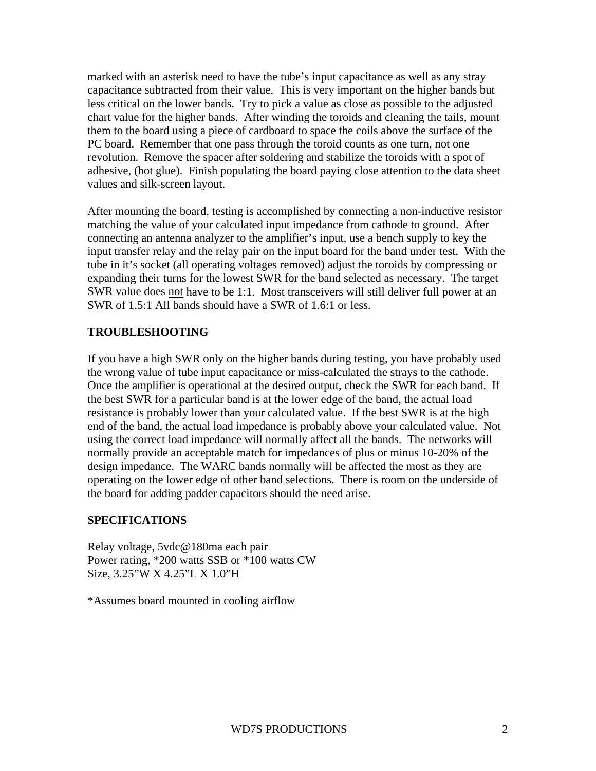marked with an asterisk need to have the tube's input capacitance as well as any stray capacitance subtracted from their value. This is very important on the higher bands but less critical on the lower bands. Try to pick a value as close as possible to the adjusted chart value for the higher bands. After winding the toroids and cleaning the tails, mount them to the board using a piece of cardboard to space the coils above the surface of the PC board. Remember that one pass through the toroid counts as one turn, not one revolution. Remove the spacer after soldering and stabilize the toroids with a spot of adhesive, (hot glue). Finish populating the board paying close attention to the data sheet values and silk-screen layout.

After mounting the board, testing is accomplished by connecting a non-inductive resistor matching the value of your calculated input impedance from cathode to ground. After connecting an antenna analyzer to the amplifier's input, use a bench supply to key the input transfer relay and the relay pair on the input board for the band under test. With the tube in it's socket (all operating voltages removed) adjust the toroids by compressing or expanding their turns for the lowest SWR for the band selected as necessary. The target SWR value does <u>not</u> have to be 1:1. Most transceivers will still deliver full power at an SWR of 1.5:1 All bands should have a SWR of 1.6:1 or less.

## TROUBLESHOOTING

If you have a high SWR only on the higher bands during testing, you have probably used the wrong value of tube input capacitance or miss-calculated the strays to the cathode. Once the amplifier is operational at the desired output, check the SWR for each band. If the best SWR for a particular band is at the lower edge of the band, the actual load resistance is probably lower than your calculated value. If the best SWR is at the high end of the band, the actual load impedance is probably above your calculated value. Not using the correct load impedance will normally affect all the bands. The networks will normally provide an acceptable match for impedances of plus or minus 10-20% of the design impedance. The WARC bands normally will be affected the most as they are operating on the lower edge of other band selections. There is room on the underside of the board for adding padder capacitors should the need arise.

## SPECIFICATIONS

Relay voltage, 5vdc@180ma each pair
Power rating, *200 watts SSB or *100 watts CW
Size, 3.25"W X 4.25"L X 1.0"H

*Assumes board mounted in cooling airflow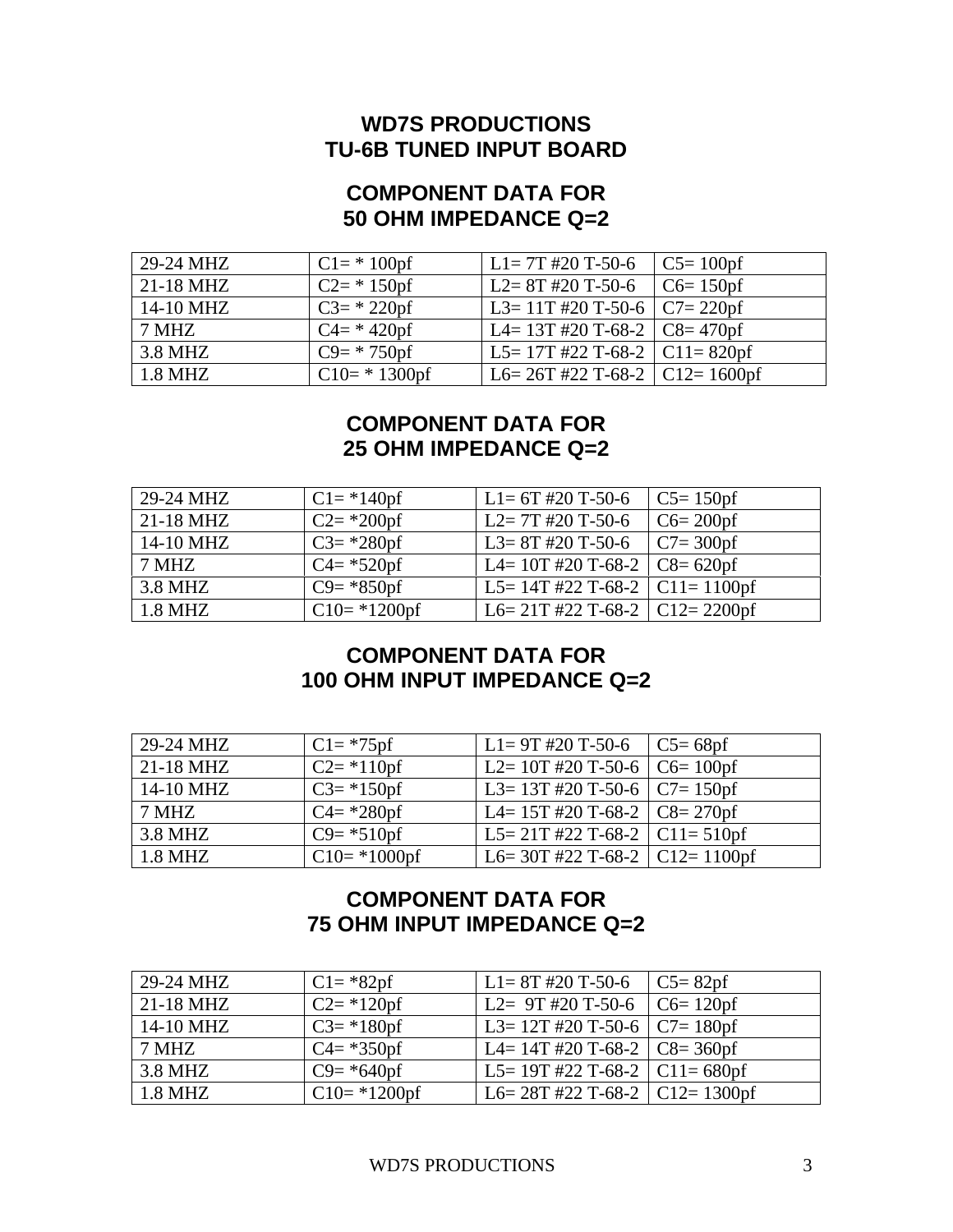# WD7S PRODUCTIONS
# TU-6B TUNED INPUT BOARD

## COMPONENT DATA FOR 50 OHM IMPEDANCE Q=2

| 29-24 MHZ | C1= * 100pf | L1= 7T #20 T-50-6 | C5= 100pf |
|---|---|---|---|
| 21-18 MHZ | C2= * 150pf | L2= 8T #20 T-50-6 | C6= 150pf |
| 14-10 MHZ | C3= * 220pf | L3= 11T #20 T-50-6 | C7= 220pf |
| 7 MHZ | C4= * 420pf | L4= 13T #20 T-68-2 | C8= 470pf |
| 3.8 MHZ | C9= * 750pf | L5= 17T #22 T-68-2 | C11= 820pf |
| 1.8 MHZ | C10= * 1300pf | L6= 26T #22 T-68-2 | C12= 1600pf |

## COMPONENT DATA FOR 25 OHM IMPEDANCE Q=2

| 29-24 MHZ | C1= *140pf | L1= 6T #20 T-50-6 | C5= 150pf |
|---|---|---|---|
| 21-18 MHZ | C2= *200pf | L2= 7T #20 T-50-6 | C6= 200pf |
| 14-10 MHZ | C3= *280pf | L3= 8T #20 T-50-6 | C7= 300pf |
| 7 MHZ | C4= *520pf | L4= 10T #20 T-68-2 | C8= 620pf |
| 3.8 MHZ | C9= *850pf | L5= 14T #22 T-68-2 | C11= 1100pf |
| 1.8 MHZ | C10= *1200pf | L6= 21T #22 T-68-2 | C12= 2200pf |

## COMPONENT DATA FOR 100 OHM INPUT IMPEDANCE Q=2

| 29-24 MHZ | C1= *75pf | L1= 9T #20 T-50-6 | C5= 68pf |
|---|---|---|---|
| 21-18 MHZ | C2= *110pf | L2= 10T #20 T-50-6 | C6= 100pf |
| 14-10 MHZ | C3= *150pf | L3= 13T #20 T-50-6 | C7= 150pf |
| 7 MHZ | C4= *280pf | L4= 15T #20 T-68-2 | C8= 270pf |
| 3.8 MHZ | C9= *510pf | L5= 21T #22 T-68-2 | C11= 510pf |
| 1.8 MHZ | C10= *1000pf | L6= 30T #22 T-68-2 | C12= 1100pf |

## COMPONENT DATA FOR 75 OHM INPUT IMPEDANCE Q=2

| 29-24 MHZ | C1= *82pf | L1= 8T #20 T-50-6 | C5= 82pf |
|---|---|---|---|
| 21-18 MHZ | C2= *120pf | L2= 9T #20 T-50-6 | C6= 120pf |
| 14-10 MHZ | C3= *180pf | L3= 12T #20 T-50-6 | C7= 180pf |
| 7 MHZ | C4= *350pf | L4= 14T #20 T-68-2 | C8= 360pf |
| 3.8 MHZ | C9= *640pf | L5= 19T #22 T-68-2 | C11= 680pf |
| 1.8 MHZ | C10= *1200pf | L6= 28T #22 T-68-2 | C12= 1300pf |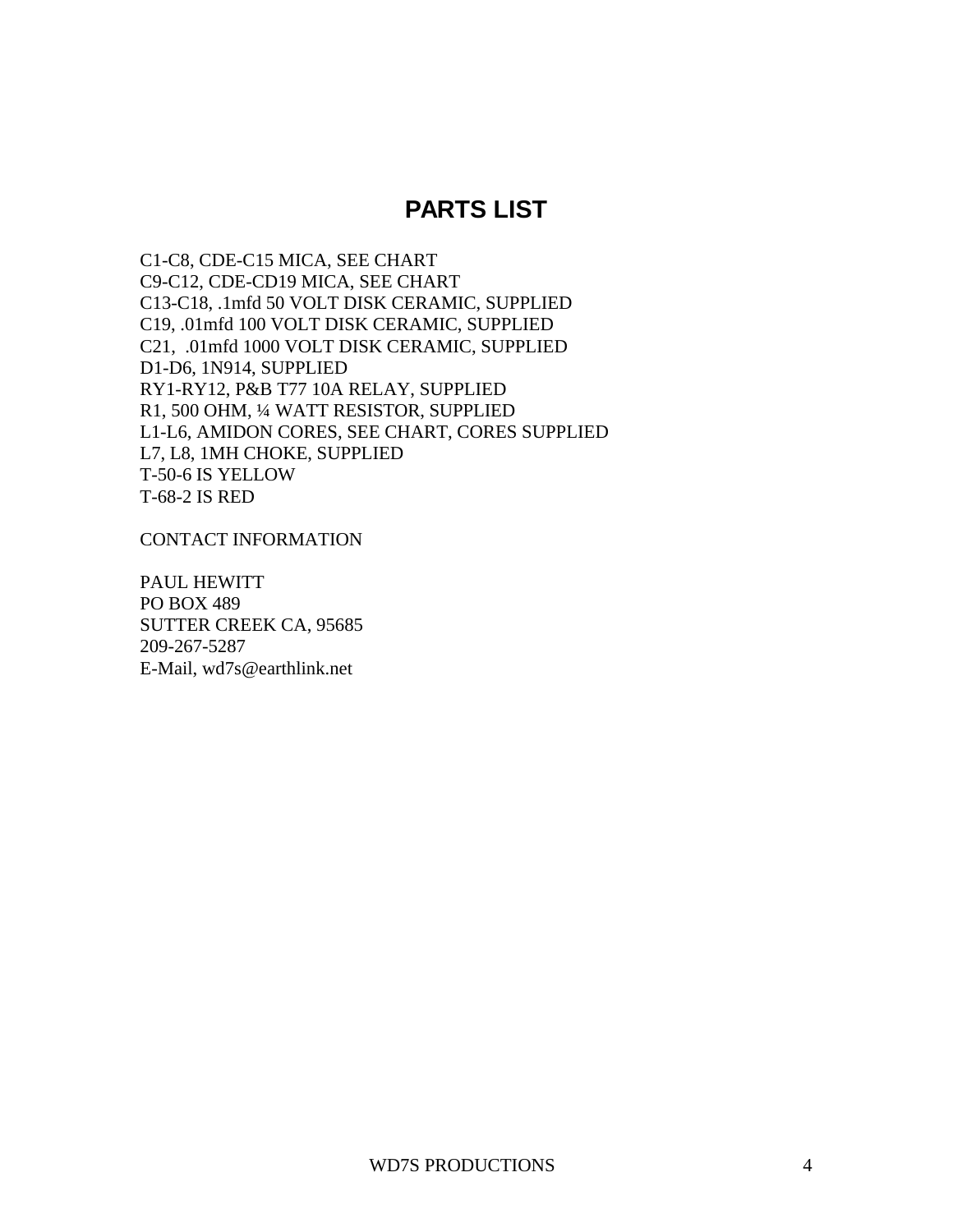# PARTS LIST

C1-C8, CDE-C15 MICA, SEE CHART
C9-C12, CDE-CD19 MICA, SEE CHART
C13-C18, .1mfd 50 VOLT DISK CERAMIC, SUPPLIED
C19, .01mfd 100 VOLT DISK CERAMIC, SUPPLIED
C21, .01mfd 1000 VOLT DISK CERAMIC, SUPPLIED
D1-D6, 1N914, SUPPLIED
RY1-RY12, P&B T77 10A RELAY, SUPPLIED
R1, 500 OHM, ¼ WATT RESISTOR, SUPPLIED
L1-L6, AMIDON CORES, SEE CHART, CORES SUPPLIED
L7, L8, 1MH CHOKE, SUPPLIED
T-50-6 IS YELLOW
T-68-2 IS RED

CONTACT INFORMATION

PAUL HEWITT
PO BOX 489
SUTTER CREEK CA, 95685
209-267-5287
E-Mail, wd7s@earthlink.net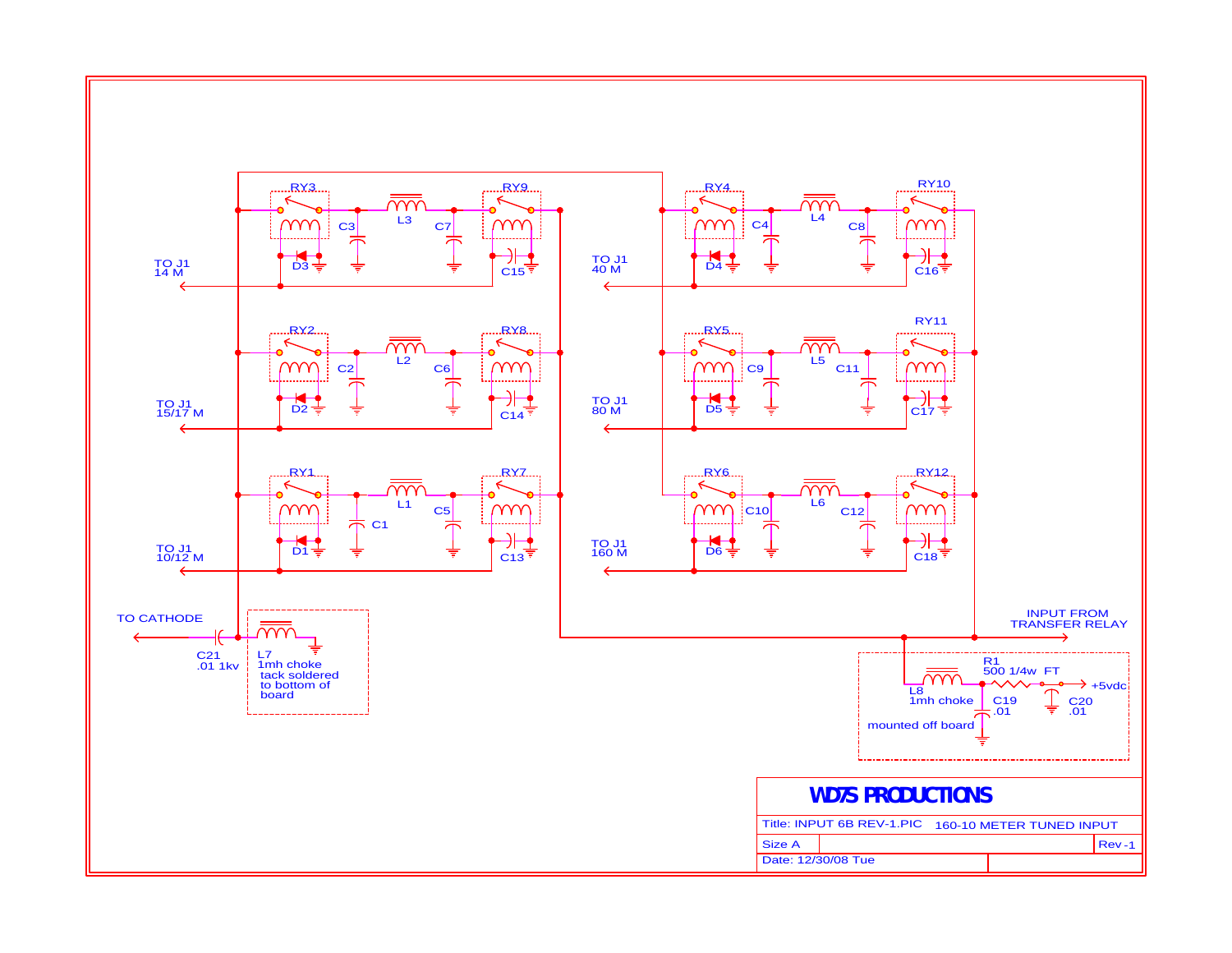TO J1
14 M

TO J1
15/17 M

TO J1
10/12 M

TO J1
40 M

TO J1
80 M

TO J1
160 M

TO CATHODE

C21
.01 1kv

L7
1mh choke
tack soldered
to bottom of
board

INPUT FROM
TRANSFER RELAY

L8
1mh choke

R1
500 1/4w FT

C19
.01

C20
.01

+5vdc

mounted off board

RY1, RY2, RY3, RY4, RY5, RY6, RY7, RY8, RY9, RY10, RY11, RY12

L1, L2, L3, L4, L5, L6

C1, C2, C3, C4, C5, C6, C7, C8, C9, C10, C11, C12, C13, C14, C15, C16, C17, C18

D1, D2, D3, D4, D5, D6

| WD7S PRODUCTIONS | |
|---|---|
| Title: INPUT 6B REV-1.PIC | 160-10 METER TUNED INPUT |
| Size A | Rev -1 |
| Date: 12/30/08 Tue | |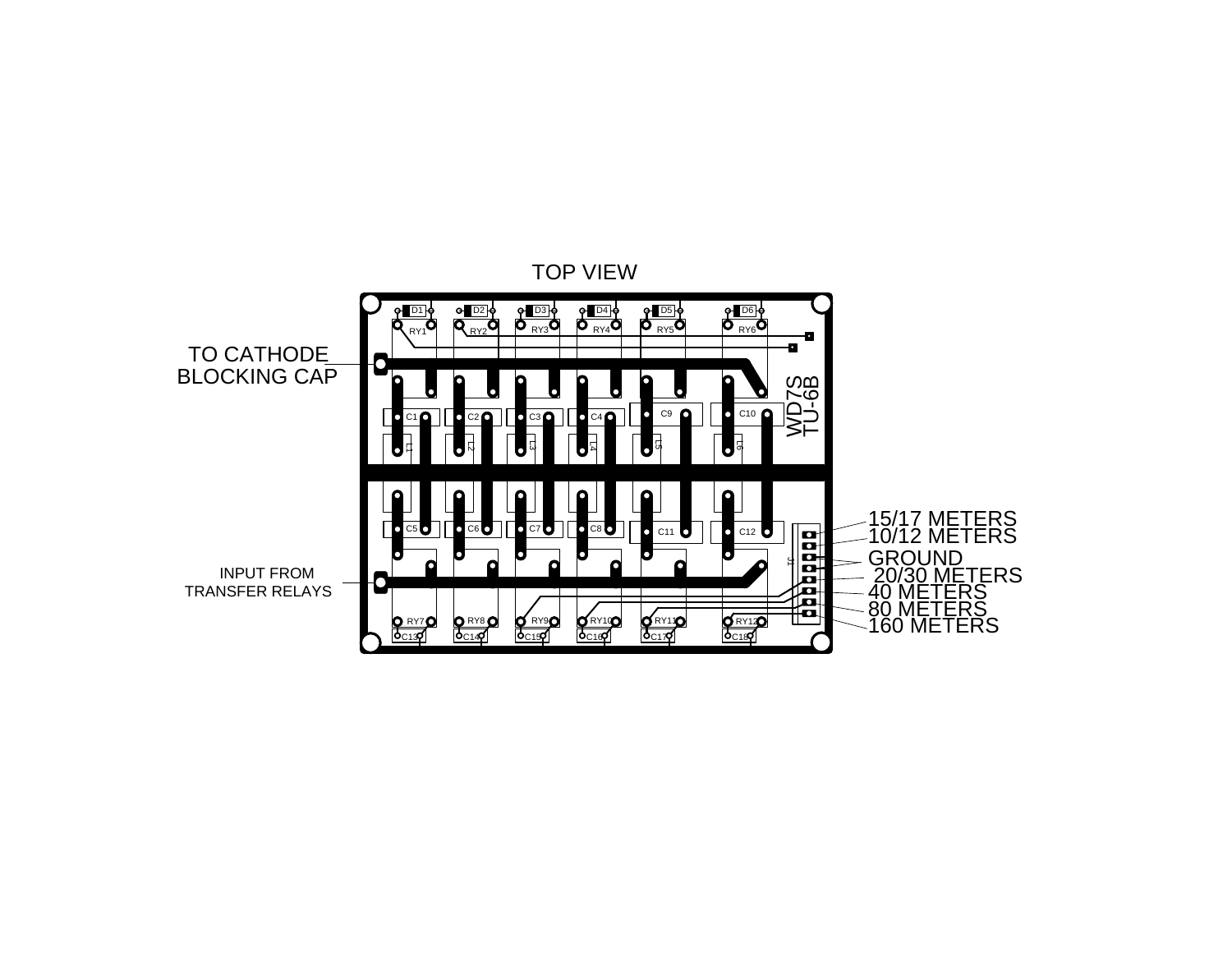TOP VIEW

TO CATHODE
BLOCKING CAP

INPUT FROM
TRANSFER RELAYS

WD7S
TU-6B

15/17 METERS
10/12 METERS
GROUND
20/30 METERS
40 METERS
80 METERS
160 METERS